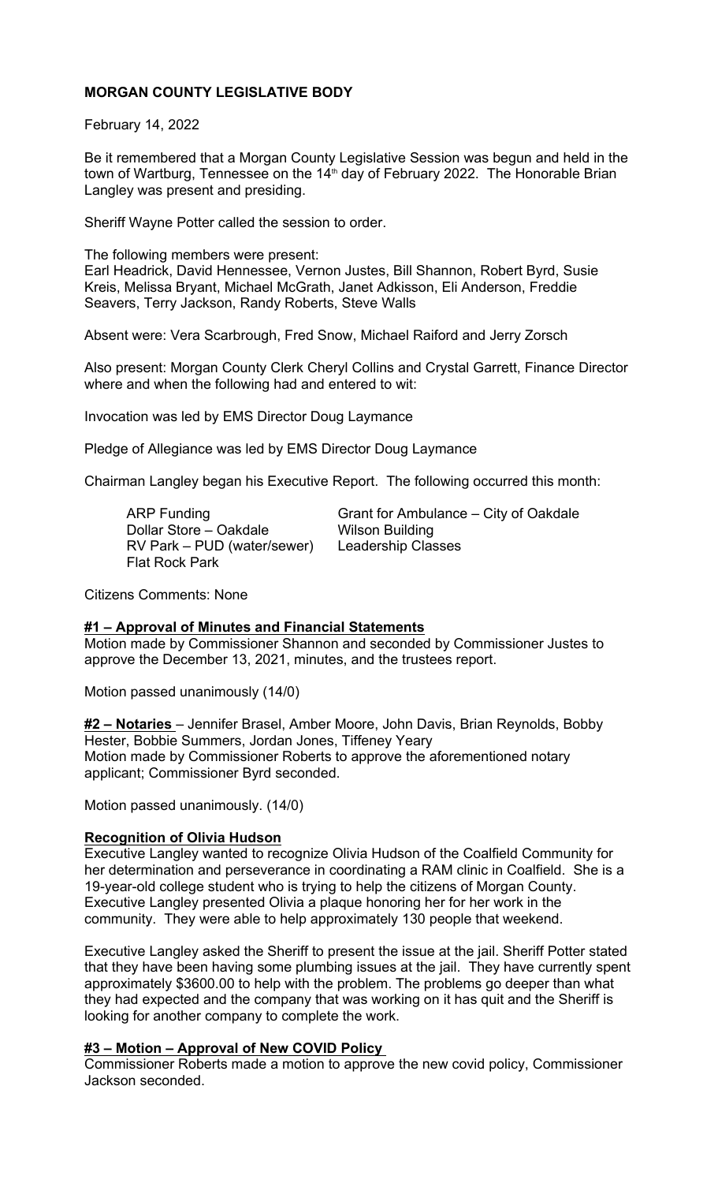# MORGAN COUNTY LEGISLATIVE BODY

February 14, 2022

Be it remembered that a Morgan County Legislative Session was begun and held in the town of Wartburg, Tennessee on the 14th day of February 2022. The Honorable Brian Langley was present and presiding.

Sheriff Wayne Potter called the session to order.

The following members were present:
Earl Headrick, David Hennessee, Vernon Justes, Bill Shannon, Robert Byrd, Susie Kreis, Melissa Bryant, Michael McGrath, Janet Adkisson, Eli Anderson, Freddie Seavers, Terry Jackson, Randy Roberts, Steve Walls

Absent were: Vera Scarbrough, Fred Snow, Michael Raiford and Jerry Zorsch

Also present: Morgan County Clerk Cheryl Collins and Crystal Garrett, Finance Director where and when the following had and entered to wit:

Invocation was led by EMS Director Doug Laymance

Pledge of Allegiance was led by EMS Director Doug Laymance

Chairman Langley began his Executive Report. The following occurred this month:

- ARP Funding
- Grant for Ambulance – City of Oakdale
- Dollar Store – Oakdale
- Wilson Building
- RV Park – PUD (water/sewer)
- Leadership Classes
- Flat Rock Park

Citizens Comments: None

**#1 – Approval of Minutes and Financial Statements**
Motion made by Commissioner Shannon and seconded by Commissioner Justes to approve the December 13, 2021, minutes, and the trustees report.

Motion passed unanimously (14/0)

**#2 – Notaries** – Jennifer Brasel, Amber Moore, John Davis, Brian Reynolds, Bobby Hester, Bobbie Summers, Jordan Jones, Tiffeney Yeary
Motion made by Commissioner Roberts to approve the aforementioned notary applicant; Commissioner Byrd seconded.

Motion passed unanimously. (14/0)

**Recognition of Olivia Hudson**
Executive Langley wanted to recognize Olivia Hudson of the Coalfield Community for her determination and perseverance in coordinating a RAM clinic in Coalfield. She is a 19-year-old college student who is trying to help the citizens of Morgan County. Executive Langley presented Olivia a plaque honoring her for her work in the community. They were able to help approximately 130 people that weekend.

Executive Langley asked the Sheriff to present the issue at the jail. Sheriff Potter stated that they have been having some plumbing issues at the jail. They have currently spent approximately $3600.00 to help with the problem. The problems go deeper than what they had expected and the company that was working on it has quit and the Sheriff is looking for another company to complete the work.

**#3 – Motion – Approval of New COVID Policy**
Commissioner Roberts made a motion to approve the new covid policy, Commissioner Jackson seconded.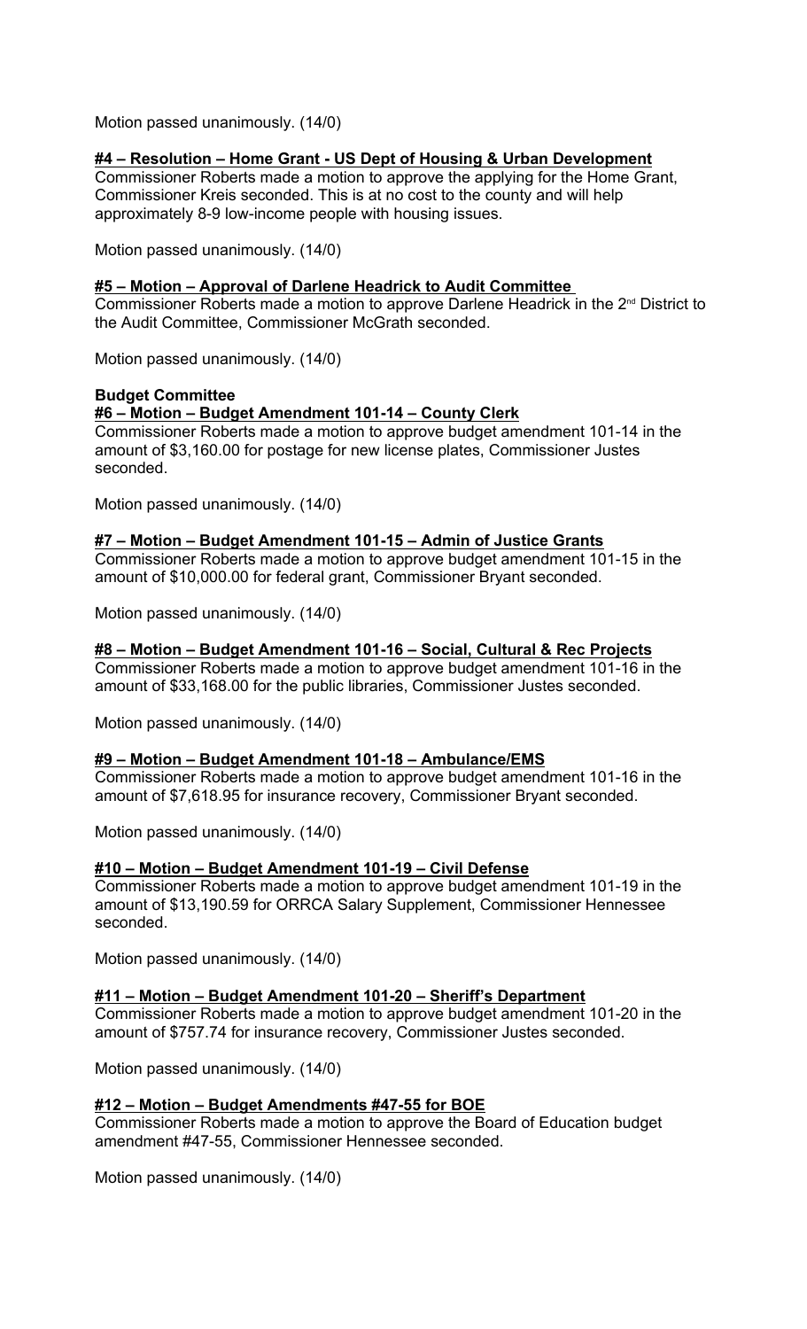Motion passed unanimously. (14/0)

**#4 – Resolution – Home Grant - US Dept of Housing & Urban Development**

Commissioner Roberts made a motion to approve the applying for the Home Grant, Commissioner Kreis seconded. This is at no cost to the county and will help approximately 8-9 low-income people with housing issues.

Motion passed unanimously. (14/0)

**#5 – Motion – Approval of Darlene Headrick to Audit Committee**

Commissioner Roberts made a motion to approve Darlene Headrick in the 2nd District to the Audit Committee, Commissioner McGrath seconded.

Motion passed unanimously. (14/0)

**Budget Committee**

**#6 – Motion – Budget Amendment 101-14 – County Clerk**

Commissioner Roberts made a motion to approve budget amendment 101-14 in the amount of $3,160.00 for postage for new license plates, Commissioner Justes seconded.

Motion passed unanimously. (14/0)

**#7 – Motion – Budget Amendment 101-15 – Admin of Justice Grants**

Commissioner Roberts made a motion to approve budget amendment 101-15 in the amount of $10,000.00 for federal grant, Commissioner Bryant seconded.

Motion passed unanimously. (14/0)

**#8 – Motion – Budget Amendment 101-16 – Social, Cultural & Rec Projects**

Commissioner Roberts made a motion to approve budget amendment 101-16 in the amount of $33,168.00 for the public libraries, Commissioner Justes seconded.

Motion passed unanimously. (14/0)

**#9 – Motion – Budget Amendment 101-18 – Ambulance/EMS**

Commissioner Roberts made a motion to approve budget amendment 101-16 in the amount of $7,618.95 for insurance recovery, Commissioner Bryant seconded.

Motion passed unanimously. (14/0)

**#10 – Motion – Budget Amendment 101-19 – Civil Defense**

Commissioner Roberts made a motion to approve budget amendment 101-19 in the amount of $13,190.59 for ORRCA Salary Supplement, Commissioner Hennessee seconded.

Motion passed unanimously. (14/0)

**#11 – Motion – Budget Amendment 101-20 – Sheriff's Department**

Commissioner Roberts made a motion to approve budget amendment 101-20 in the amount of $757.74 for insurance recovery, Commissioner Justes seconded.

Motion passed unanimously. (14/0)

**#12 – Motion – Budget Amendments #47-55 for BOE**

Commissioner Roberts made a motion to approve the Board of Education budget amendment #47-55, Commissioner Hennessee seconded.

Motion passed unanimously. (14/0)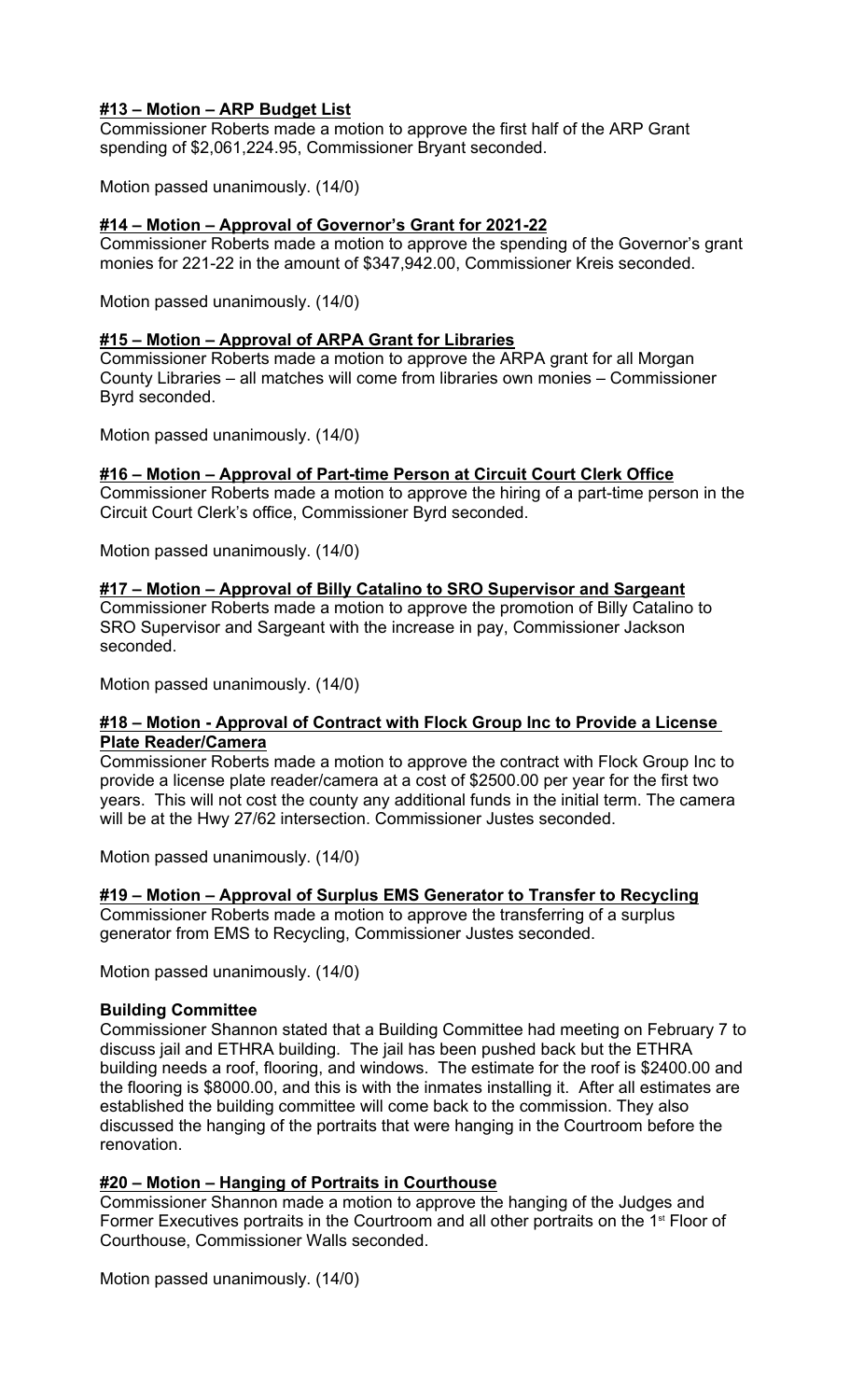**#13 – Motion – ARP Budget List**

Commissioner Roberts made a motion to approve the first half of the ARP Grant spending of $2,061,224.95, Commissioner Bryant seconded.

Motion passed unanimously. (14/0)

**#14 – Motion – Approval of Governor's Grant for 2021-22**

Commissioner Roberts made a motion to approve the spending of the Governor's grant monies for 221-22 in the amount of $347,942.00, Commissioner Kreis seconded.

Motion passed unanimously. (14/0)

**#15 – Motion – Approval of ARPA Grant for Libraries**

Commissioner Roberts made a motion to approve the ARPA grant for all Morgan County Libraries – all matches will come from libraries own monies – Commissioner Byrd seconded.

Motion passed unanimously. (14/0)

**#16 – Motion – Approval of Part-time Person at Circuit Court Clerk Office**

Commissioner Roberts made a motion to approve the hiring of a part-time person in the Circuit Court Clerk's office, Commissioner Byrd seconded.

Motion passed unanimously. (14/0)

**#17 – Motion – Approval of Billy Catalino to SRO Supervisor and Sargeant**

Commissioner Roberts made a motion to approve the promotion of Billy Catalino to SRO Supervisor and Sargeant with the increase in pay, Commissioner Jackson seconded.

Motion passed unanimously. (14/0)

**#18 – Motion - Approval of Contract with Flock Group Inc to Provide a License Plate Reader/Camera**

Commissioner Roberts made a motion to approve the contract with Flock Group Inc to provide a license plate reader/camera at a cost of $2500.00 per year for the first two years. This will not cost the county any additional funds in the initial term. The camera will be at the Hwy 27/62 intersection. Commissioner Justes seconded.

Motion passed unanimously. (14/0)

**#19 – Motion – Approval of Surplus EMS Generator to Transfer to Recycling**

Commissioner Roberts made a motion to approve the transferring of a surplus generator from EMS to Recycling, Commissioner Justes seconded.

Motion passed unanimously. (14/0)

**Building Committee**

Commissioner Shannon stated that a Building Committee had meeting on February 7 to discuss jail and ETHRA building. The jail has been pushed back but the ETHRA building needs a roof, flooring, and windows. The estimate for the roof is $2400.00 and the flooring is $8000.00, and this is with the inmates installing it. After all estimates are established the building committee will come back to the commission. They also discussed the hanging of the portraits that were hanging in the Courtroom before the renovation.

**#20 – Motion – Hanging of Portraits in Courthouse**

Commissioner Shannon made a motion to approve the hanging of the Judges and Former Executives portraits in the Courtroom and all other portraits on the 1st Floor of Courthouse, Commissioner Walls seconded.

Motion passed unanimously. (14/0)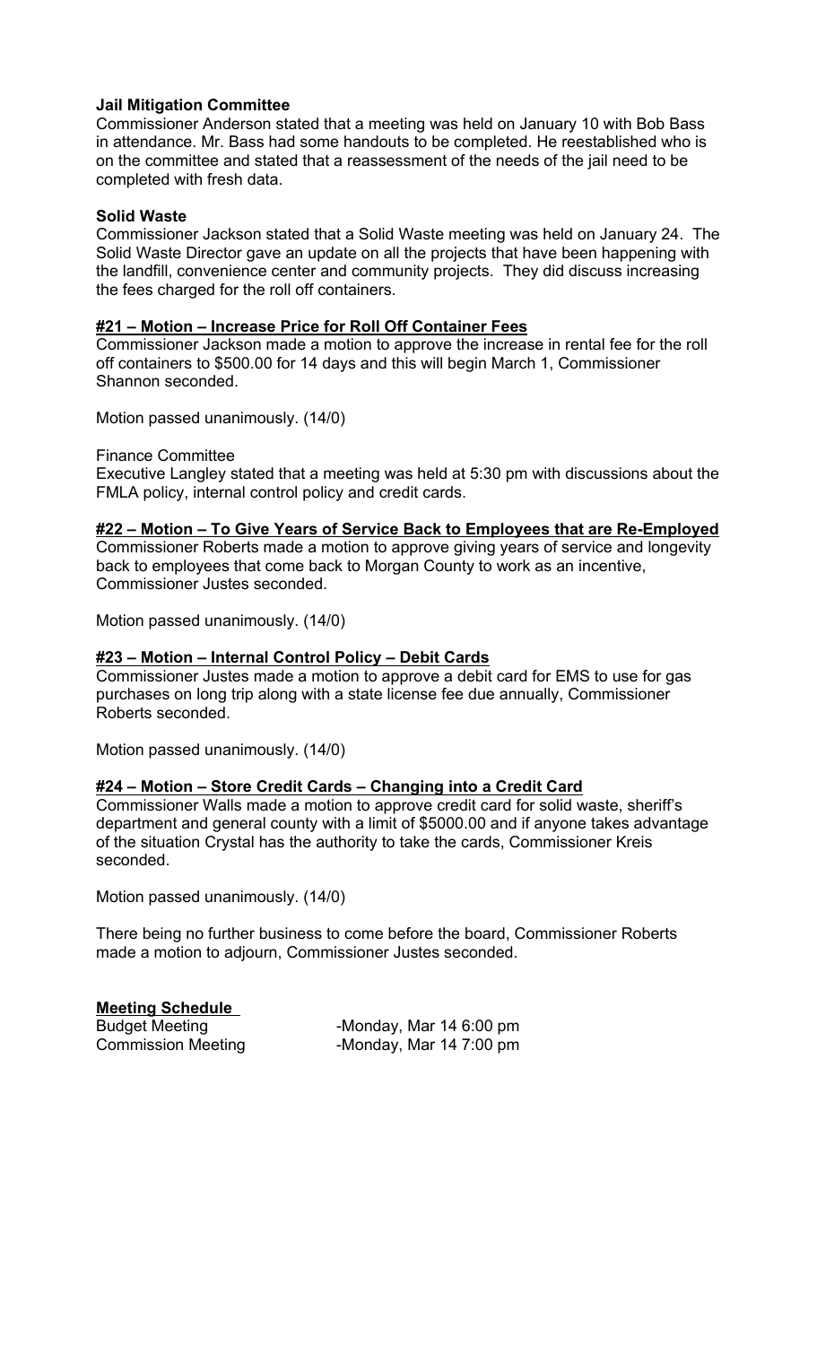**Jail Mitigation Committee**
Commissioner Anderson stated that a meeting was held on January 10 with Bob Bass in attendance. Mr. Bass had some handouts to be completed. He reestablished who is on the committee and stated that a reassessment of the needs of the jail need to be completed with fresh data.

**Solid Waste**
Commissioner Jackson stated that a Solid Waste meeting was held on January 24. The Solid Waste Director gave an update on all the projects that have been happening with the landfill, convenience center and community projects. They did discuss increasing the fees charged for the roll off containers.

**#21 – Motion – Increase Price for Roll Off Container Fees**
Commissioner Jackson made a motion to approve the increase in rental fee for the roll off containers to $500.00 for 14 days and this will begin March 1, Commissioner Shannon seconded.

Motion passed unanimously. (14/0)

Finance Committee
Executive Langley stated that a meeting was held at 5:30 pm with discussions about the FMLA policy, internal control policy and credit cards.

**#22 – Motion – To Give Years of Service Back to Employees that are Re-Employed**
Commissioner Roberts made a motion to approve giving years of service and longevity back to employees that come back to Morgan County to work as an incentive, Commissioner Justes seconded.

Motion passed unanimously. (14/0)

**#23 – Motion – Internal Control Policy – Debit Cards**
Commissioner Justes made a motion to approve a debit card for EMS to use for gas purchases on long trip along with a state license fee due annually, Commissioner Roberts seconded.

Motion passed unanimously. (14/0)

**#24 – Motion – Store Credit Cards – Changing into a Credit Card**
Commissioner Walls made a motion to approve credit card for solid waste, sheriff's department and general county with a limit of $5000.00 and if anyone takes advantage of the situation Crystal has the authority to take the cards, Commissioner Kreis seconded.

Motion passed unanimously. (14/0)

There being no further business to come before the board, Commissioner Roberts made a motion to adjourn, Commissioner Justes seconded.

**Meeting Schedule**

| | |
|---|---|
| Budget Meeting | -Monday, Mar 14 6:00 pm |
| Commission Meeting | -Monday, Mar 14 7:00 pm |